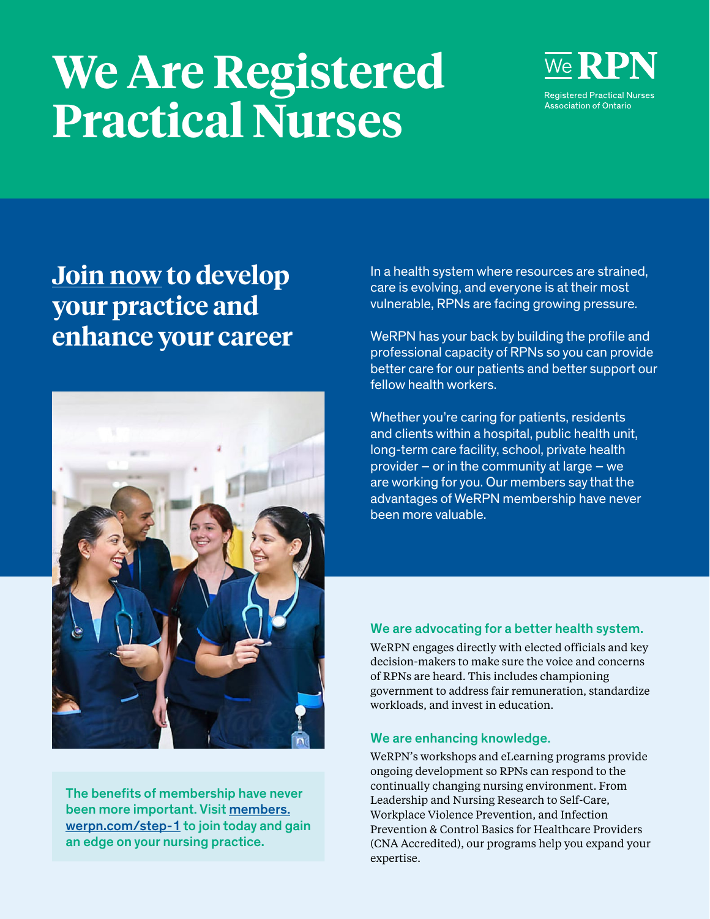# We Are Registered Practical Nurses

We RPN

Registered Practical Nurses Association of Ontario

## Join now to develop your practice and enhance your career

In a health system where resources are strained, care is evolving, and everyone is at their most vulnerable, RPNs are facing growing pressure.

WeRPN has your back by building the profile and professional capacity of RPNs so you can provide better care for our patients and better support our fellow health workers.

Whether you're caring for patients, residents and clients within a hospital, public health unit, long-term care facility, school, private health provider – or in the community at large – we are working for you. Our members say that the advantages of WeRPN membership have never been more valuable.

**The benefits of membership have never been more important. Visit members.werpn.com/step-1 to join today and gain an edge on your nursing practice.**

### We are advocating for a better health system.

WeRPN engages directly with elected officials and key decision-makers to make sure the voice and concerns of RPNs are heard. This includes championing government to address fair remuneration, standardize workloads, and invest in education.

### We are enhancing knowledge.

WeRPN's workshops and eLearning programs provide ongoing development so RPNs can respond to the continually changing nursing environment. From Leadership and Nursing Research to Self-Care, Workplace Violence Prevention, and Infection Prevention & Control Basics for Healthcare Providers (CNA Accredited), our programs help you expand your expertise.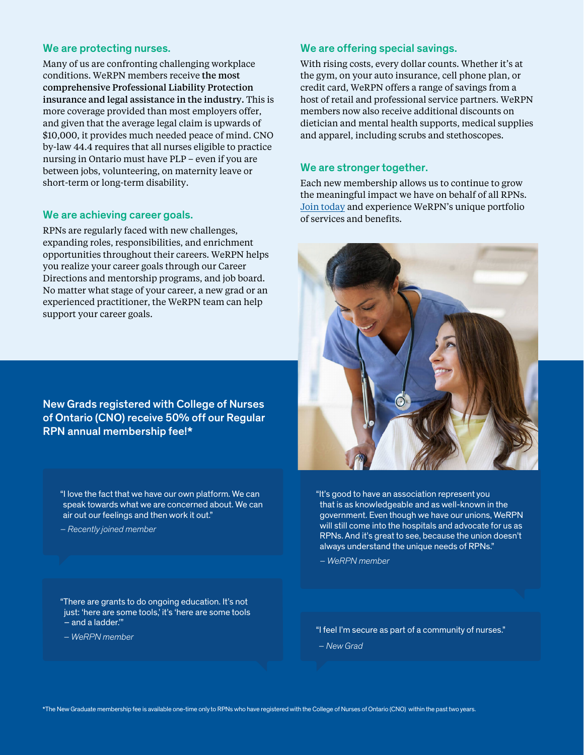## We are protecting nurses.

Many of us are confronting challenging workplace conditions. WeRPN members receive **the most comprehensive Professional Liability Protection insurance and legal assistance in the industry.** This is more coverage provided than most employers offer, and given that the average legal claim is upwards of $10,000, it provides much needed peace of mind. CNO by-law 44.4 requires that all nurses eligible to practice nursing in Ontario must have PLP – even if you are between jobs, volunteering, on maternity leave or short-term or long-term disability.

## We are achieving career goals.

RPNs are regularly faced with new challenges, expanding roles, responsibilities, and enrichment opportunities throughout their careers. WeRPN helps you realize your career goals through our Career Directions and mentorship programs, and job board. No matter what stage of your career, a new grad or an experienced practitioner, the WeRPN team can help support your career goals.

## We are offering special savings.

With rising costs, every dollar counts. Whether it's at the gym, on your auto insurance, cell phone plan, or credit card, WeRPN offers a range of savings from a host of retail and professional service partners. WeRPN members now also receive additional discounts on dietician and mental health supports, medical supplies and apparel, including scrubs and stethoscopes.

## We are stronger together.

Each new membership allows us to continue to grow the meaningful impact we have on behalf of all RPNs. Join today and experience WeRPN's unique portfolio of services and benefits.

**New Grads registered with College of Nurses of Ontario (CNO) receive 50% off our Regular RPN annual membership fee!***

"I love the fact that we have our own platform. We can speak towards what we are concerned about. We can air out our feelings and then work it out."

*– Recently joined member*

"It's good to have an association represent you that is as knowledgeable and as well-known in the government. Even though we have our unions, WeRPN will still come into the hospitals and advocate for us as RPNs. And it's great to see, because the union doesn't always understand the unique needs of RPNs."

*– WeRPN member*

"There are grants to do ongoing education. It's not just: 'here are some tools,' it's 'here are some tools – and a ladder.'"

*– WeRPN member*

"I feel I'm secure as part of a community of nurses."

*– New Grad*

*The New Graduate membership fee is available one-time only to RPNs who have registered with the College of Nurses of Ontario (CNO) within the past two years.